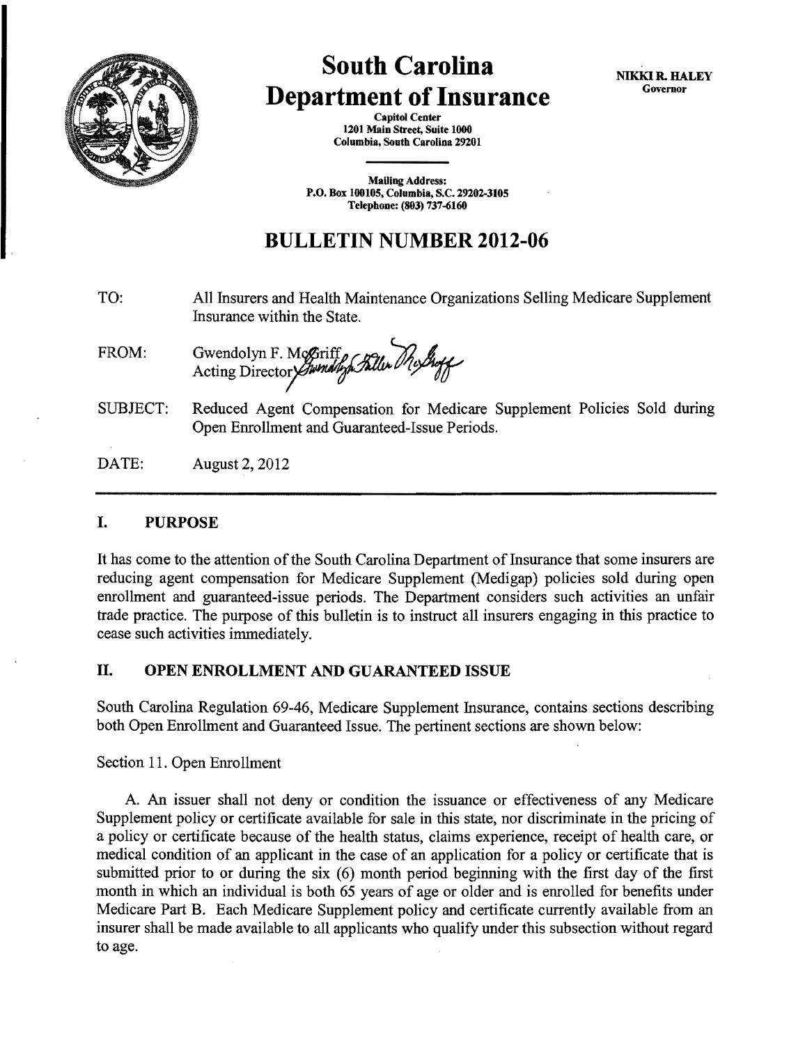# South Carolina Department of Insurance

**Capitol Center**
**1201 Main Street, Suite 1000**
**Columbia, South Carolina 29201**

**Mailing Address:**
**P.O. Box 100105, Columbia, S.C. 29202-3105**
**Telephone: (803) 737-6160**

**NIKKI R. HALEY**
**Governor**

## BULLETIN NUMBER 2012-06

TO: All Insurers and Health Maintenance Organizations Selling Medicare Supplement Insurance within the State.

FROM: Gwendolyn F. McGriff
Acting Director

SUBJECT: Reduced Agent Compensation for Medicare Supplement Policies Sold during Open Enrollment and Guaranteed-Issue Periods.

DATE: August 2, 2012

---

### I. PURPOSE

It has come to the attention of the South Carolina Department of Insurance that some insurers are reducing agent compensation for Medicare Supplement (Medigap) policies sold during open enrollment and guaranteed-issue periods. The Department considers such activities an unfair trade practice. The purpose of this bulletin is to instruct all insurers engaging in this practice to cease such activities immediately.

### II. OPEN ENROLLMENT AND GUARANTEED ISSUE

South Carolina Regulation 69-46, Medicare Supplement Insurance, contains sections describing both Open Enrollment and Guaranteed Issue. The pertinent sections are shown below:

Section 11. Open Enrollment

A. An issuer shall not deny or condition the issuance or effectiveness of any Medicare Supplement policy or certificate available for sale in this state, nor discriminate in the pricing of a policy or certificate because of the health status, claims experience, receipt of health care, or medical condition of an applicant in the case of an application for a policy or certificate that is submitted prior to or during the six (6) month period beginning with the first day of the first month in which an individual is both 65 years of age or older and is enrolled for benefits under Medicare Part B. Each Medicare Supplement policy and certificate currently available from an insurer shall be made available to all applicants who qualify under this subsection without regard to age.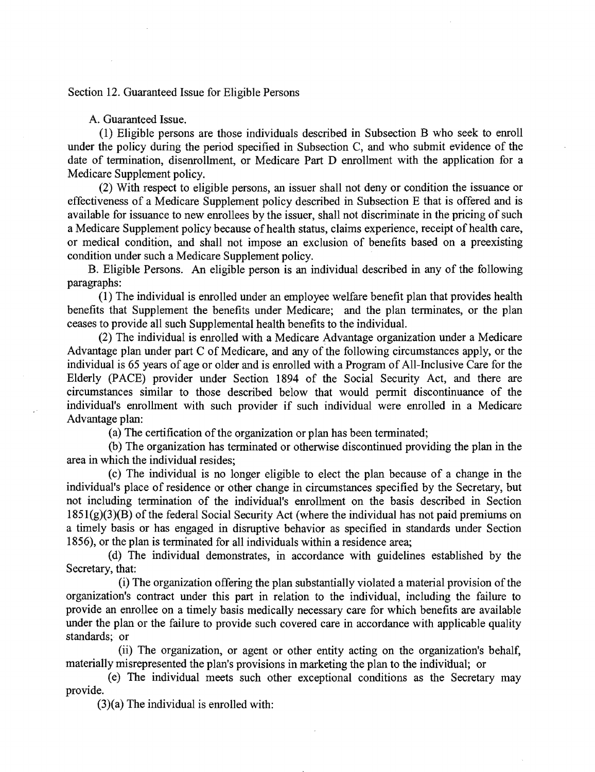Section 12. Guaranteed Issue for Eligible Persons

A. Guaranteed Issue.

(1) Eligible persons are those individuals described in Subsection B who seek to enroll under the policy during the period specified in Subsection C, and who submit evidence of the date of termination, disenrollment, or Medicare Part D enrollment with the application for a Medicare Supplement policy.

(2) With respect to eligible persons, an issuer shall not deny or condition the issuance or effectiveness of a Medicare Supplement policy described in Subsection E that is offered and is available for issuance to new enrollees by the issuer, shall not discriminate in the pricing of such a Medicare Supplement policy because of health status, claims experience, receipt of health care, or medical condition, and shall not impose an exclusion of benefits based on a preexisting condition under such a Medicare Supplement policy.

B. Eligible Persons. An eligible person is an individual described in any of the following paragraphs:

(1) The individual is enrolled under an employee welfare benefit plan that provides health benefits that Supplement the benefits under Medicare; and the plan terminates, or the plan ceases to provide all such Supplemental health benefits to the individual.

(2) The individual is enrolled with a Medicare Advantage organization under a Medicare Advantage plan under part C of Medicare, and any of the following circumstances apply, or the individual is 65 years of age or older and is enrolled with a Program of All-Inclusive Care for the Elderly (PACE) provider under Section 1894 of the Social Security Act, and there are circumstances similar to those described below that would permit discontinuance of the individual's enrollment with such provider if such individual were enrolled in a Medicare Advantage plan:

(a) The certification of the organization or plan has been terminated;

(b) The organization has terminated or otherwise discontinued providing the plan in the area in which the individual resides;

(c) The individual is no longer eligible to elect the plan because of a change in the individual's place of residence or other change in circumstances specified by the Secretary, but not including termination of the individual's enrollment on the basis described in Section 1851(g)(3)(B) of the federal Social Security Act (where the individual has not paid premiums on a timely basis or has engaged in disruptive behavior as specified in standards under Section 1856), or the plan is terminated for all individuals within a residence area;

(d) The individual demonstrates, in accordance with guidelines established by the Secretary, that:

(i) The organization offering the plan substantially violated a material provision of the organization's contract under this part in relation to the individual, including the failure to provide an enrollee on a timely basis medically necessary care for which benefits are available under the plan or the failure to provide such covered care in accordance with applicable quality standards; or

(ii) The organization, or agent or other entity acting on the organization's behalf, materially misrepresented the plan's provisions in marketing the plan to the individual; or

(e) The individual meets such other exceptional conditions as the Secretary may provide.

(3)(a) The individual is enrolled with: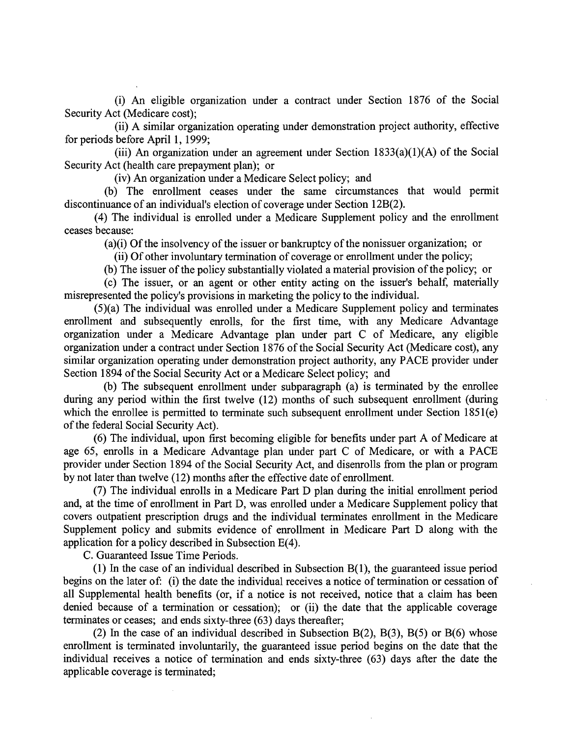(i) An eligible organization under a contract under Section 1876 of the Social Security Act (Medicare cost);

(ii) A similar organization operating under demonstration project authority, effective for periods before April 1, 1999;

(iii) An organization under an agreement under Section 1833(a)(1)(A) of the Social Security Act (health care prepayment plan); or

(iv) An organization under a Medicare Select policy; and

(b) The enrollment ceases under the same circumstances that would permit discontinuance of an individual's election of coverage under Section 12B(2).

(4) The individual is enrolled under a Medicare Supplement policy and the enrollment ceases because:

(a)(i) Of the insolvency of the issuer or bankruptcy of the nonissuer organization; or

(ii) Of other involuntary termination of coverage or enrollment under the policy;

(b) The issuer of the policy substantially violated a material provision of the policy; or

(c) The issuer, or an agent or other entity acting on the issuer's behalf, materially misrepresented the policy's provisions in marketing the policy to the individual.

(5)(a) The individual was enrolled under a Medicare Supplement policy and terminates enrollment and subsequently enrolls, for the first time, with any Medicare Advantage organization under a Medicare Advantage plan under part C of Medicare, any eligible organization under a contract under Section 1876 of the Social Security Act (Medicare cost), any similar organization operating under demonstration project authority, any PACE provider under Section 1894 of the Social Security Act or a Medicare Select policy; and

(b) The subsequent enrollment under subparagraph (a) is terminated by the enrollee during any period within the first twelve (12) months of such subsequent enrollment (during which the enrollee is permitted to terminate such subsequent enrollment under Section 1851(e) of the federal Social Security Act).

(6) The individual, upon first becoming eligible for benefits under part A of Medicare at age 65, enrolls in a Medicare Advantage plan under part C of Medicare, or with a PACE provider under Section 1894 of the Social Security Act, and disenrolls from the plan or program by not later than twelve (12) months after the effective date of enrollment.

(7) The individual enrolls in a Medicare Part D plan during the initial enrollment period and, at the time of enrollment in Part D, was enrolled under a Medicare Supplement policy that covers outpatient prescription drugs and the individual terminates enrollment in the Medicare Supplement policy and submits evidence of enrollment in Medicare Part D along with the application for a policy described in Subsection E(4).

C. Guaranteed Issue Time Periods.

(1) In the case of an individual described in Subsection B(1), the guaranteed issue period begins on the later of: (i) the date the individual receives a notice of termination or cessation of all Supplemental health benefits (or, if a notice is not received, notice that a claim has been denied because of a termination or cessation); or (ii) the date that the applicable coverage terminates or ceases; and ends sixty-three (63) days thereafter;

(2) In the case of an individual described in Subsection B(2), B(3), B(5) or B(6) whose enrollment is terminated involuntarily, the guaranteed issue period begins on the date that the individual receives a notice of termination and ends sixty-three (63) days after the date the applicable coverage is terminated;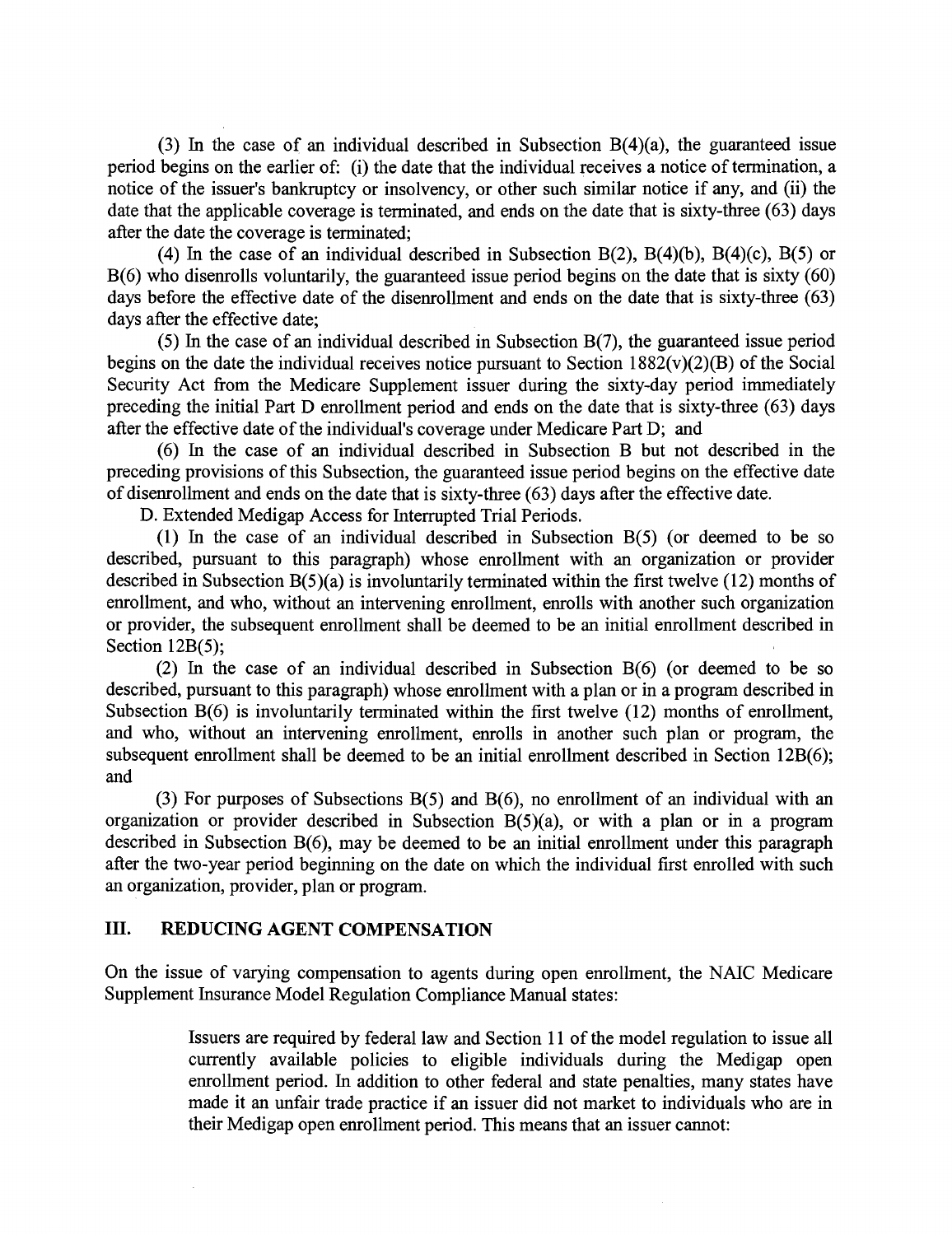(3) In the case of an individual described in Subsection B(4)(a), the guaranteed issue period begins on the earlier of: (i) the date that the individual receives a notice of termination, a notice of the issuer's bankruptcy or insolvency, or other such similar notice if any, and (ii) the date that the applicable coverage is terminated, and ends on the date that is sixty-three (63) days after the date the coverage is terminated;

(4) In the case of an individual described in Subsection B(2), B(4)(b), B(4)(c), B(5) or B(6) who disenrolls voluntarily, the guaranteed issue period begins on the date that is sixty (60) days before the effective date of the disenrollment and ends on the date that is sixty-three (63) days after the effective date;

(5) In the case of an individual described in Subsection B(7), the guaranteed issue period begins on the date the individual receives notice pursuant to Section 1882(v)(2)(B) of the Social Security Act from the Medicare Supplement issuer during the sixty-day period immediately preceding the initial Part D enrollment period and ends on the date that is sixty-three (63) days after the effective date of the individual's coverage under Medicare Part D; and

(6) In the case of an individual described in Subsection B but not described in the preceding provisions of this Subsection, the guaranteed issue period begins on the effective date of disenrollment and ends on the date that is sixty-three (63) days after the effective date.

D. Extended Medigap Access for Interrupted Trial Periods.

(1) In the case of an individual described in Subsection B(5) (or deemed to be so described, pursuant to this paragraph) whose enrollment with an organization or provider described in Subsection B(5)(a) is involuntarily terminated within the first twelve (12) months of enrollment, and who, without an intervening enrollment, enrolls with another such organization or provider, the subsequent enrollment shall be deemed to be an initial enrollment described in Section 12B(5);

(2) In the case of an individual described in Subsection B(6) (or deemed to be so described, pursuant to this paragraph) whose enrollment with a plan or in a program described in Subsection B(6) is involuntarily terminated within the first twelve (12) months of enrollment, and who, without an intervening enrollment, enrolls in another such plan or program, the subsequent enrollment shall be deemed to be an initial enrollment described in Section 12B(6); and

(3) For purposes of Subsections B(5) and B(6), no enrollment of an individual with an organization or provider described in Subsection B(5)(a), or with a plan or in a program described in Subsection B(6), may be deemed to be an initial enrollment under this paragraph after the two-year period beginning on the date on which the individual first enrolled with such an organization, provider, plan or program.

## III. REDUCING AGENT COMPENSATION

On the issue of varying compensation to agents during open enrollment, the NAIC Medicare Supplement Insurance Model Regulation Compliance Manual states:

> Issuers are required by federal law and Section 11 of the model regulation to issue all currently available policies to eligible individuals during the Medigap open enrollment period. In addition to other federal and state penalties, many states have made it an unfair trade practice if an issuer did not market to individuals who are in their Medigap open enrollment period. This means that an issuer cannot: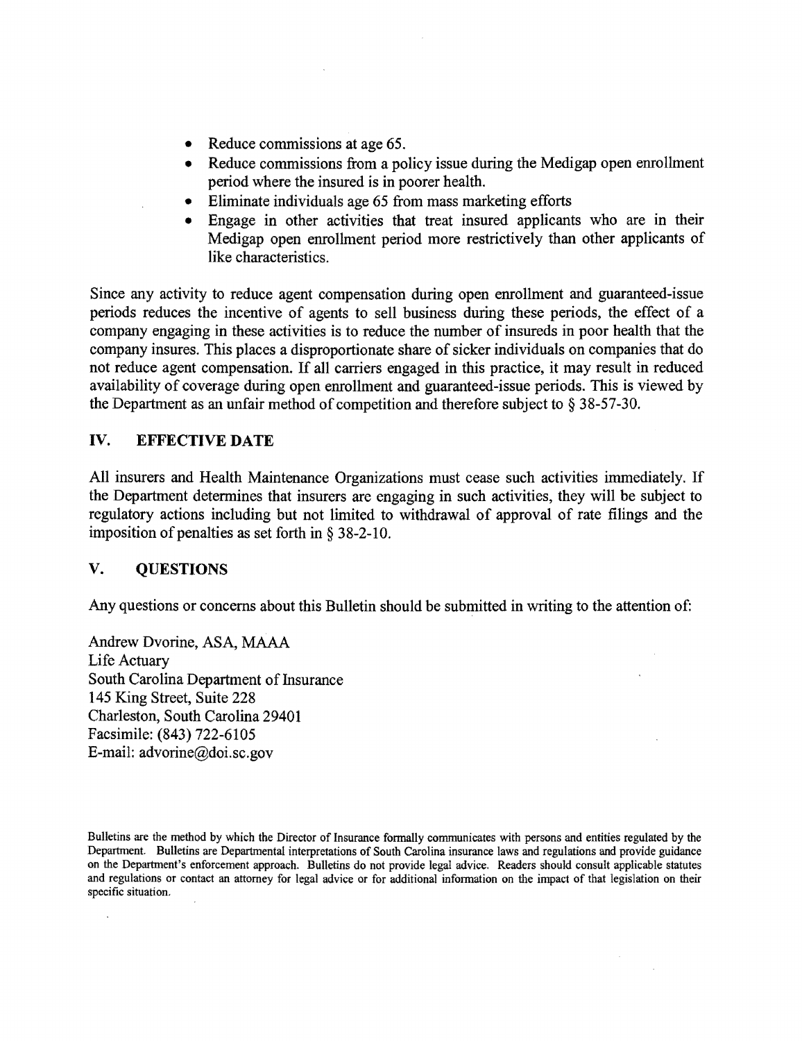- Reduce commissions at age 65.
- Reduce commissions from a policy issue during the Medigap open enrollment period where the insured is in poorer health.
- Eliminate individuals age 65 from mass marketing efforts
- Engage in other activities that treat insured applicants who are in their Medigap open enrollment period more restrictively than other applicants of like characteristics.

Since any activity to reduce agent compensation during open enrollment and guaranteed-issue periods reduces the incentive of agents to sell business during these periods, the effect of a company engaging in these activities is to reduce the number of insureds in poor health that the company insures. This places a disproportionate share of sicker individuals on companies that do not reduce agent compensation. If all carriers engaged in this practice, it may result in reduced availability of coverage during open enrollment and guaranteed-issue periods. This is viewed by the Department as an unfair method of competition and therefore subject to § 38-57-30.

## IV. EFFECTIVE DATE

All insurers and Health Maintenance Organizations must cease such activities immediately. If the Department determines that insurers are engaging in such activities, they will be subject to regulatory actions including but not limited to withdrawal of approval of rate filings and the imposition of penalties as set forth in § 38-2-10.

## V. QUESTIONS

Any questions or concerns about this Bulletin should be submitted in writing to the attention of:

Andrew Dvorine, ASA, MAAA
Life Actuary
South Carolina Department of Insurance
145 King Street, Suite 228
Charleston, South Carolina 29401
Facsimile: (843) 722-6105
E-mail: advorine@doi.sc.gov

Bulletins are the method by which the Director of Insurance formally communicates with persons and entities regulated by the Department. Bulletins are Departmental interpretations of South Carolina insurance laws and regulations and provide guidance on the Department's enforcement approach. Bulletins do not provide legal advice. Readers should consult applicable statutes and regulations or contact an attorney for legal advice or for additional information on the impact of that legislation on their specific situation.